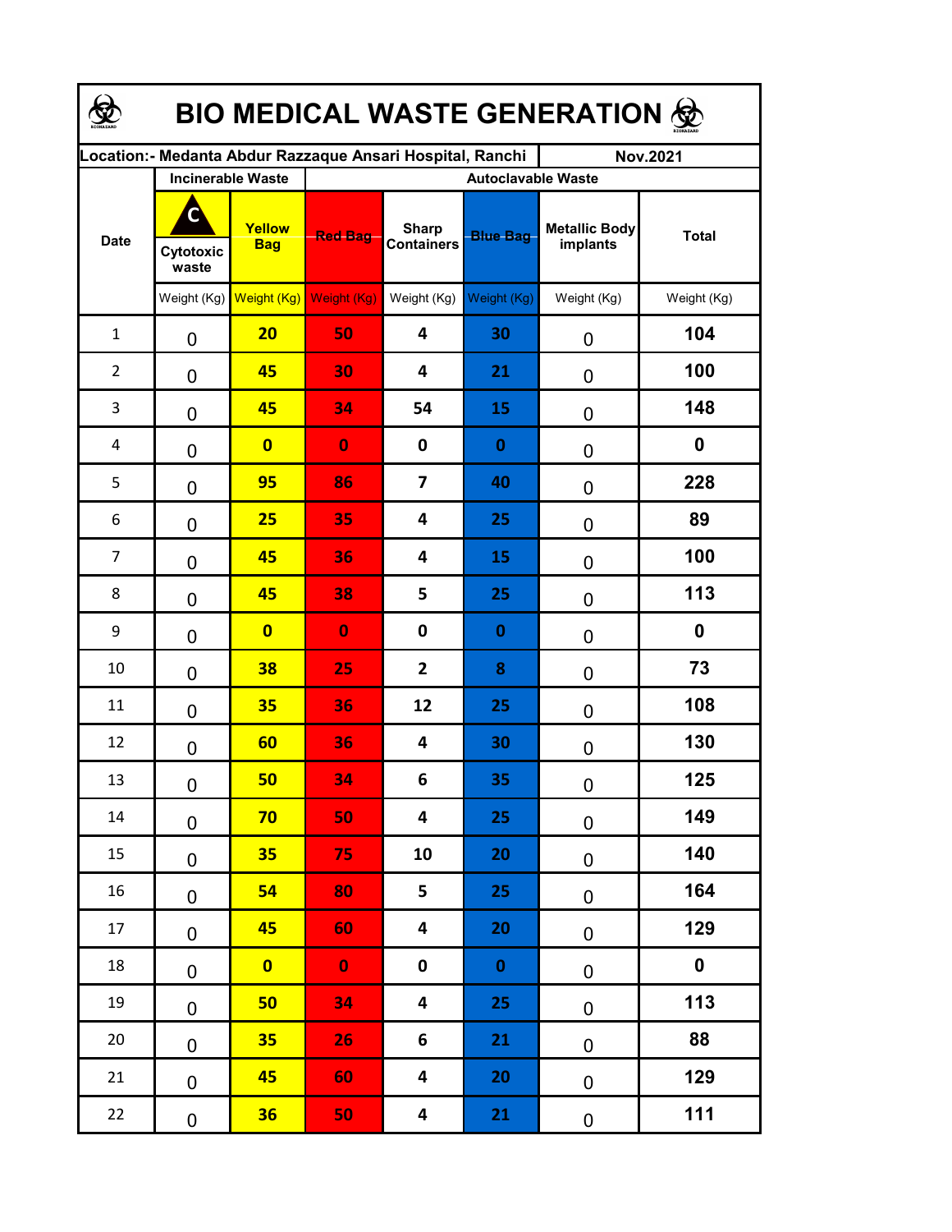# BIO MEDICAL WASTE GENERATION

| Location:- Medanta Abdur Razzaque Ansari Hospital, Ranchi | | | | | | | Nov.2021 |
|---|---|---|---|---|---|---|---|
| Date | Incinerable Waste | | Autoclavable Waste | | | | |
| | C Cytotoxic waste | Yellow Bag | Red Bag | Sharp Containers | Blue Bag | Metallic Body implants | Total |
| | Weight (Kg) | Weight (Kg) | Weight (Kg) | Weight (Kg) | Weight (Kg) | Weight (Kg) | Weight (Kg) |
| 1 | 0 | 20 | 50 | 4 | 30 | 0 | 104 |
| 2 | 0 | 45 | 30 | 4 | 21 | 0 | 100 |
| 3 | 0 | 45 | 34 | 54 | 15 | 0 | 148 |
| 4 | 0 | 0 | 0 | 0 | 0 | 0 | 0 |
| 5 | 0 | 95 | 86 | 7 | 40 | 0 | 228 |
| 6 | 0 | 25 | 35 | 4 | 25 | 0 | 89 |
| 7 | 0 | 45 | 36 | 4 | 15 | 0 | 100 |
| 8 | 0 | 45 | 38 | 5 | 25 | 0 | 113 |
| 9 | 0 | 0 | 0 | 0 | 0 | 0 | 0 |
| 10 | 0 | 38 | 25 | 2 | 8 | 0 | 73 |
| 11 | 0 | 35 | 36 | 12 | 25 | 0 | 108 |
| 12 | 0 | 60 | 36 | 4 | 30 | 0 | 130 |
| 13 | 0 | 50 | 34 | 6 | 35 | 0 | 125 |
| 14 | 0 | 70 | 50 | 4 | 25 | 0 | 149 |
| 15 | 0 | 35 | 75 | 10 | 20 | 0 | 140 |
| 16 | 0 | 54 | 80 | 5 | 25 | 0 | 164 |
| 17 | 0 | 45 | 60 | 4 | 20 | 0 | 129 |
| 18 | 0 | 0 | 0 | 0 | 0 | 0 | 0 |
| 19 | 0 | 50 | 34 | 4 | 25 | 0 | 113 |
| 20 | 0 | 35 | 26 | 6 | 21 | 0 | 88 |
| 21 | 0 | 45 | 60 | 4 | 20 | 0 | 129 |
| 22 | 0 | 36 | 50 | 4 | 21 | 0 | 111 |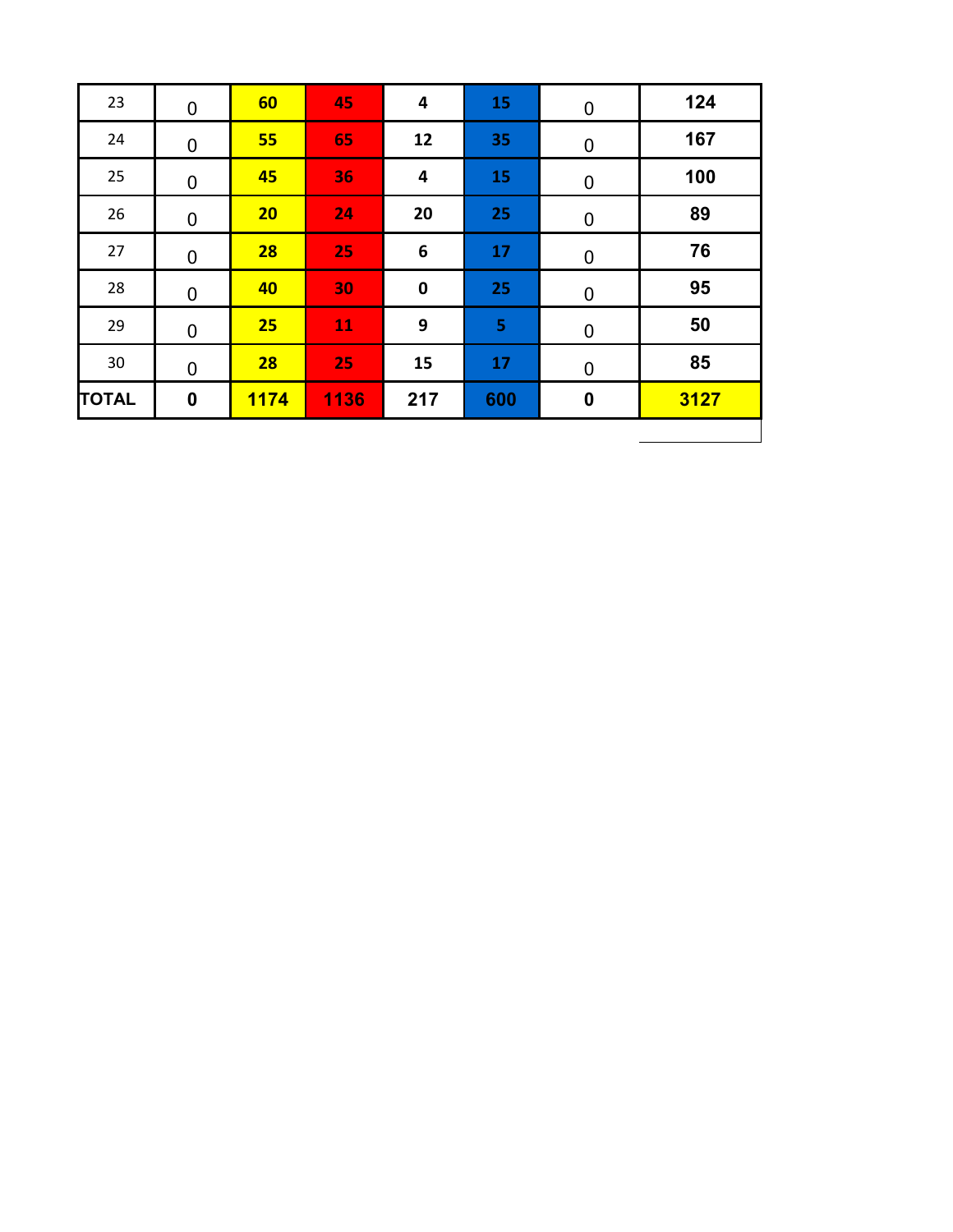| | | | | | | | |
|---|---|---|---|---|---|---|---|
| 23 | 0 | **60** | **45** | **4** | **15** | 0 | **124** |
| 24 | 0 | **55** | **65** | **12** | **35** | 0 | **167** |
| 25 | 0 | **45** | **36** | **4** | **15** | 0 | **100** |
| 26 | 0 | **20** | **24** | **20** | **25** | 0 | **89** |
| 27 | 0 | **28** | **25** | **6** | **17** | 0 | **76** |
| 28 | 0 | **40** | **30** | **0** | **25** | 0 | **95** |
| 29 | 0 | **25** | **11** | **9** | **5** | 0 | **50** |
| 30 | 0 | **28** | **25** | **15** | **17** | 0 | **85** |
| **TOTAL** | **0** | **1174** | **1136** | **217** | **600** | **0** | **3127** |